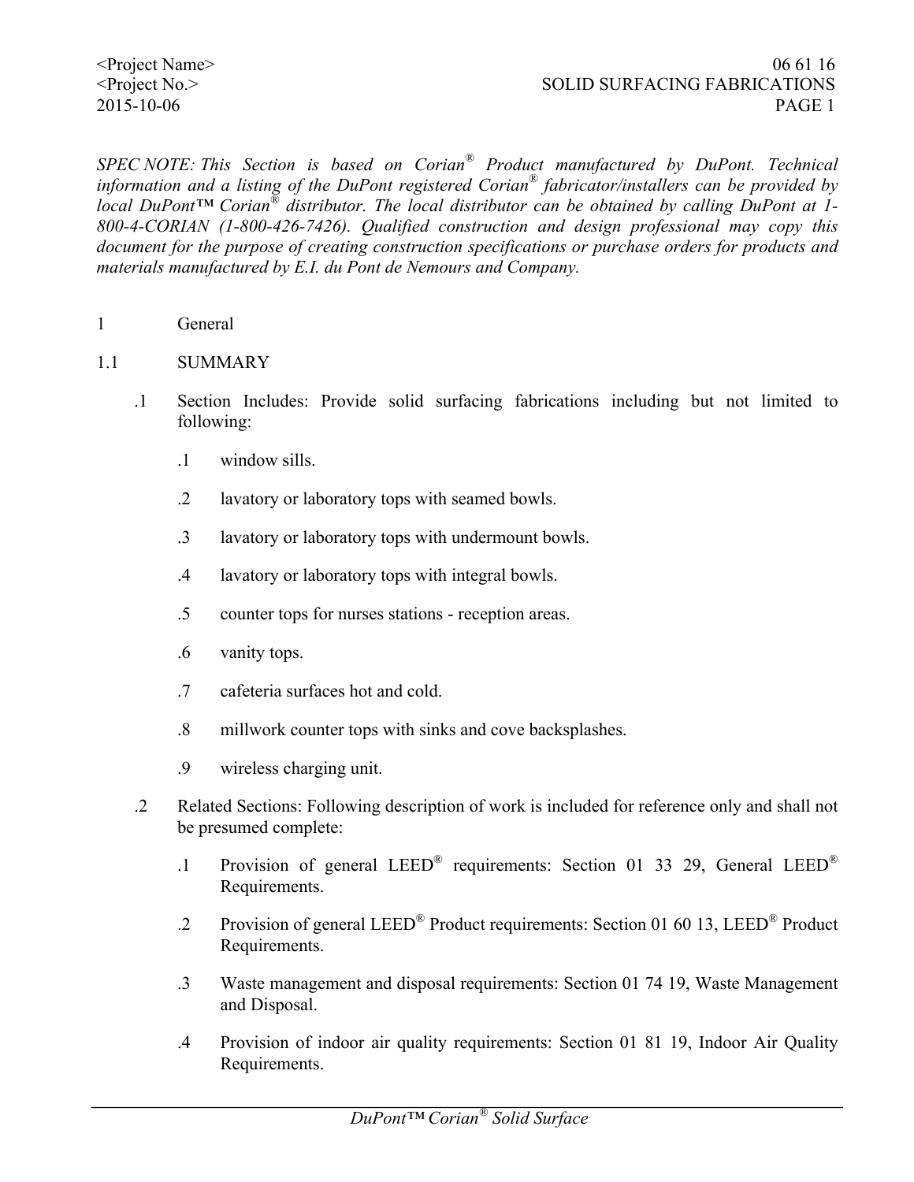*SPEC NOTE: This Section is based on Corian® Product manufactured by DuPont. Technical information and a listing of the DuPont registered Corian® fabricator/installers can be provided by local DuPont™ Corian® distributor. The local distributor can be obtained by calling DuPont at 1-800-4-CORIAN (1-800-426-7426). Qualified construction and design professional may copy this document for the purpose of creating construction specifications or purchase orders for products and materials manufactured by E.I. du Pont de Nemours and Company.*

# 1 General

## 1.1 SUMMARY

.1 Section Includes: Provide solid surfacing fabrications including but not limited to following:

- .1 window sills.
- .2 lavatory or laboratory tops with seamed bowls.
- .3 lavatory or laboratory tops with undermount bowls.
- .4 lavatory or laboratory tops with integral bowls.
- .5 counter tops for nurses stations - reception areas.
- .6 vanity tops.
- .7 cafeteria surfaces hot and cold.
- .8 millwork counter tops with sinks and cove backsplashes.
- .9 wireless charging unit.

.2 Related Sections: Following description of work is included for reference only and shall not be presumed complete:

- .1 Provision of general LEED® requirements: Section 01 33 29, General LEED® Requirements.
- .2 Provision of general LEED® Product requirements: Section 01 60 13, LEED® Product Requirements.
- .3 Waste management and disposal requirements: Section 01 74 19, Waste Management and Disposal.
- .4 Provision of indoor air quality requirements: Section 01 81 19, Indoor Air Quality Requirements.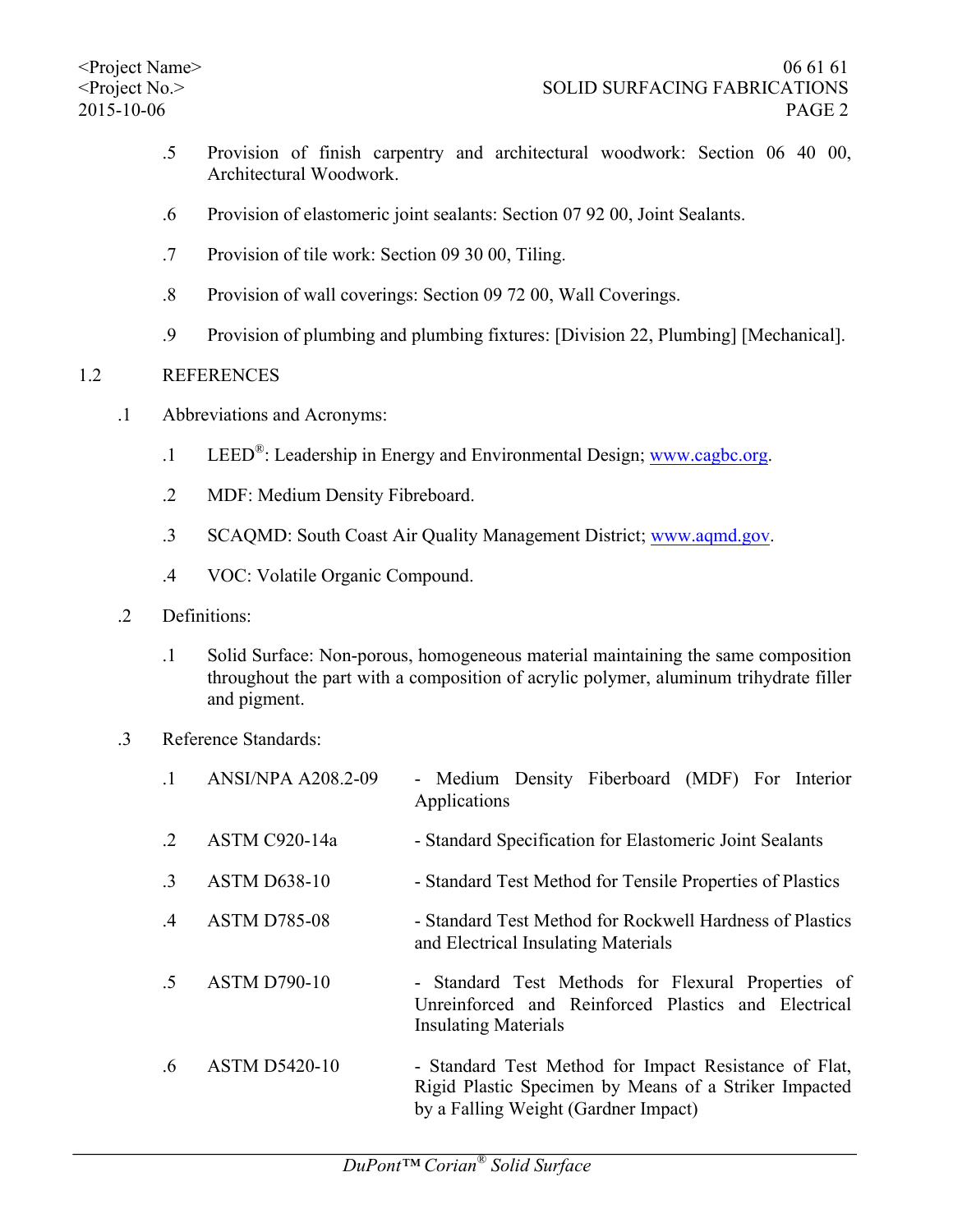.5 Provision of finish carpentry and architectural woodwork: Section 06 40 00, Architectural Woodwork.

.6 Provision of elastomeric joint sealants: Section 07 92 00, Joint Sealants.

.7 Provision of tile work: Section 09 30 00, Tiling.

.8 Provision of wall coverings: Section 09 72 00, Wall Coverings.

.9 Provision of plumbing and plumbing fixtures: [Division 22, Plumbing] [Mechanical].

## 1.2 REFERENCES

.1 Abbreviations and Acronyms:

.1 LEED®: Leadership in Energy and Environmental Design; www.cagbc.org.

.2 MDF: Medium Density Fibreboard.

.3 SCAQMD: South Coast Air Quality Management District; www.aqmd.gov.

.4 VOC: Volatile Organic Compound.

.2 Definitions:

.1 Solid Surface: Non-porous, homogeneous material maintaining the same composition throughout the part with a composition of acrylic polymer, aluminum trihydrate filler and pigment.

.3 Reference Standards:

.1 ANSI/NPA A208.2-09 - Medium Density Fiberboard (MDF) For Interior Applications

.2 ASTM C920-14a - Standard Specification for Elastomeric Joint Sealants

.3 ASTM D638-10 - Standard Test Method for Tensile Properties of Plastics

.4 ASTM D785-08 - Standard Test Method for Rockwell Hardness of Plastics and Electrical Insulating Materials

.5 ASTM D790-10 - Standard Test Methods for Flexural Properties of Unreinforced and Reinforced Plastics and Electrical Insulating Materials

.6 ASTM D5420-10 - Standard Test Method for Impact Resistance of Flat, Rigid Plastic Specimen by Means of a Striker Impacted by a Falling Weight (Gardner Impact)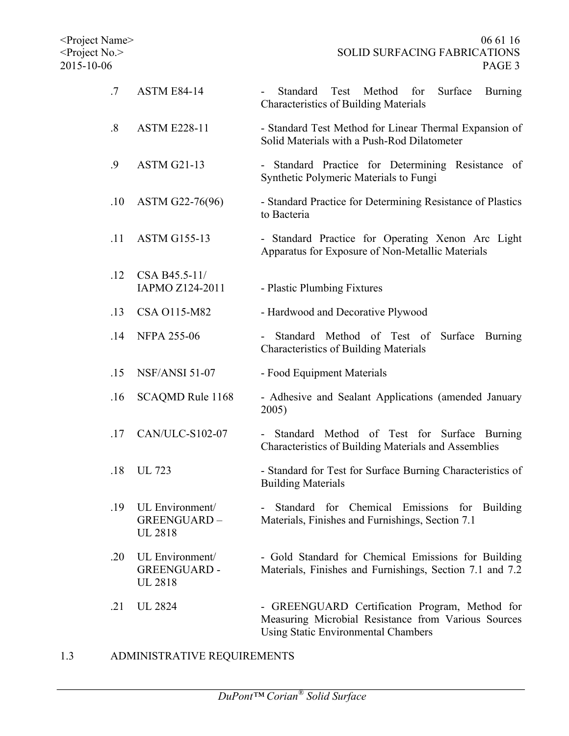.7 ASTM E84-14 - Standard Test Method for Surface Burning Characteristics of Building Materials

.8 ASTM E228-11 - Standard Test Method for Linear Thermal Expansion of Solid Materials with a Push-Rod Dilatometer

.9 ASTM G21-13 - Standard Practice for Determining Resistance of Synthetic Polymeric Materials to Fungi

.10 ASTM G22-76(96) - Standard Practice for Determining Resistance of Plastics to Bacteria

.11 ASTM G155-13 - Standard Practice for Operating Xenon Arc Light Apparatus for Exposure of Non-Metallic Materials

.12 CSA B45.5-11/ IAPMO Z124-2011 - Plastic Plumbing Fixtures

.13 CSA O115-M82 - Hardwood and Decorative Plywood

.14 NFPA 255-06 - Standard Method of Test of Surface Burning Characteristics of Building Materials

.15 NSF/ANSI 51-07 - Food Equipment Materials

.16 SCAQMD Rule 1168 - Adhesive and Sealant Applications (amended January 2005)

.17 CAN/ULC-S102-07 - Standard Method of Test for Surface Burning Characteristics of Building Materials and Assemblies

.18 UL 723 - Standard for Test for Surface Burning Characteristics of Building Materials

.19 UL Environment/ GREENGUARD – UL 2818 - Standard for Chemical Emissions for Building Materials, Finishes and Furnishings, Section 7.1

.20 UL Environment/ GREENGUARD - UL 2818 - Gold Standard for Chemical Emissions for Building Materials, Finishes and Furnishings, Section 7.1 and 7.2

.21 UL 2824 - GREENGUARD Certification Program, Method for Measuring Microbial Resistance from Various Sources Using Static Environmental Chambers

1.3 ADMINISTRATIVE REQUIREMENTS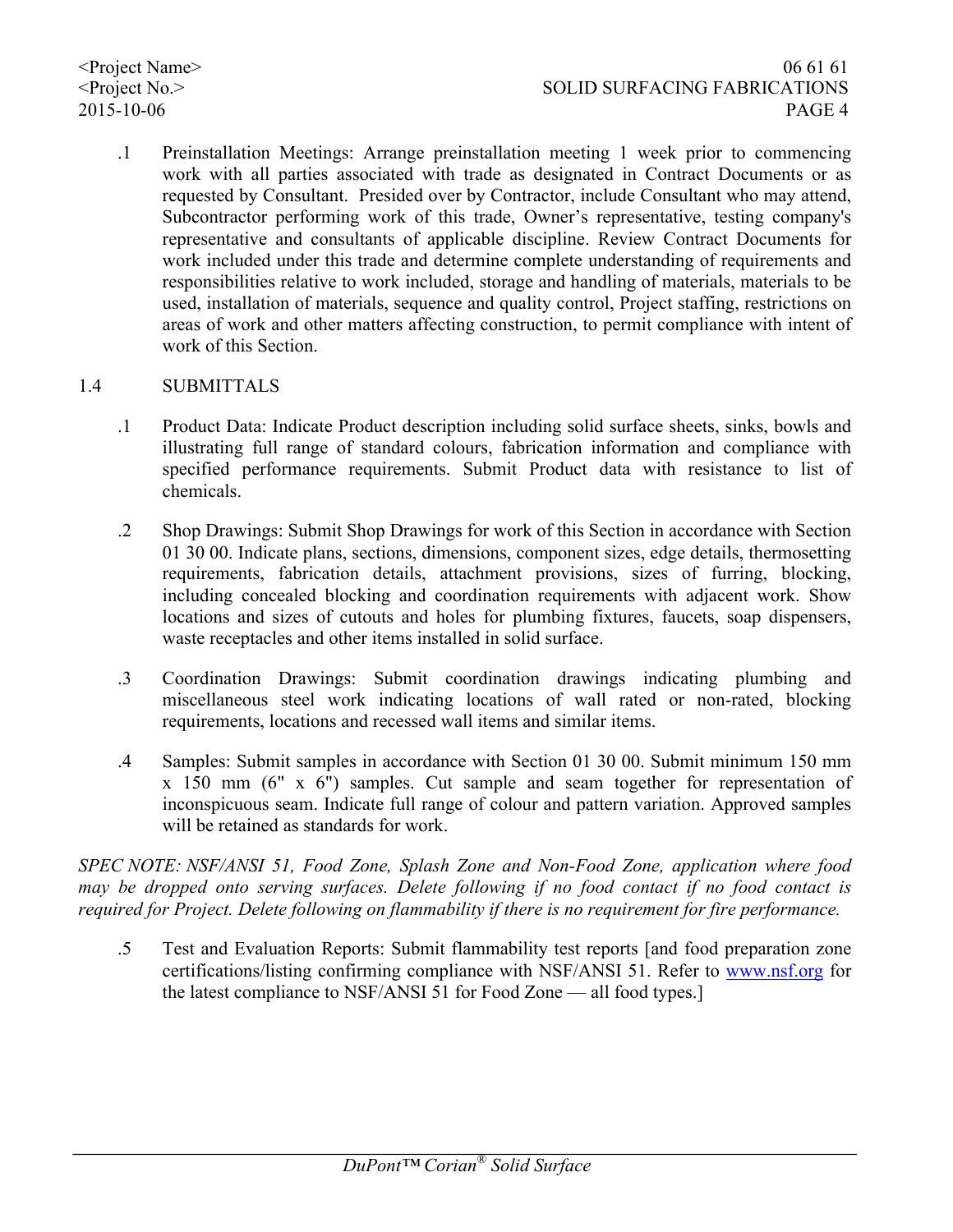.1 Preinstallation Meetings: Arrange preinstallation meeting 1 week prior to commencing work with all parties associated with trade as designated in Contract Documents or as requested by Consultant. Presided over by Contractor, include Consultant who may attend, Subcontractor performing work of this trade, Owner's representative, testing company's representative and consultants of applicable discipline. Review Contract Documents for work included under this trade and determine complete understanding of requirements and responsibilities relative to work included, storage and handling of materials, materials to be used, installation of materials, sequence and quality control, Project staffing, restrictions on areas of work and other matters affecting construction, to permit compliance with intent of work of this Section.

## 1.4 SUBMITTALS

.1 Product Data: Indicate Product description including solid surface sheets, sinks, bowls and illustrating full range of standard colours, fabrication information and compliance with specified performance requirements. Submit Product data with resistance to list of chemicals.

.2 Shop Drawings: Submit Shop Drawings for work of this Section in accordance with Section 01 30 00. Indicate plans, sections, dimensions, component sizes, edge details, thermosetting requirements, fabrication details, attachment provisions, sizes of furring, blocking, including concealed blocking and coordination requirements with adjacent work. Show locations and sizes of cutouts and holes for plumbing fixtures, faucets, soap dispensers, waste receptacles and other items installed in solid surface.

.3 Coordination Drawings: Submit coordination drawings indicating plumbing and miscellaneous steel work indicating locations of wall rated or non-rated, blocking requirements, locations and recessed wall items and similar items.

.4 Samples: Submit samples in accordance with Section 01 30 00. Submit minimum 150 mm x 150 mm (6" x 6") samples. Cut sample and seam together for representation of inconspicuous seam. Indicate full range of colour and pattern variation. Approved samples will be retained as standards for work.

*SPEC NOTE: NSF/ANSI 51, Food Zone, Splash Zone and Non-Food Zone, application where food may be dropped onto serving surfaces. Delete following if no food contact if no food contact is required for Project. Delete following on flammability if there is no requirement for fire performance.*

.5 Test and Evaluation Reports: Submit flammability test reports [and food preparation zone certifications/listing confirming compliance with NSF/ANSI 51. Refer to www.nsf.org for the latest compliance to NSF/ANSI 51 for Food Zone — all food types.]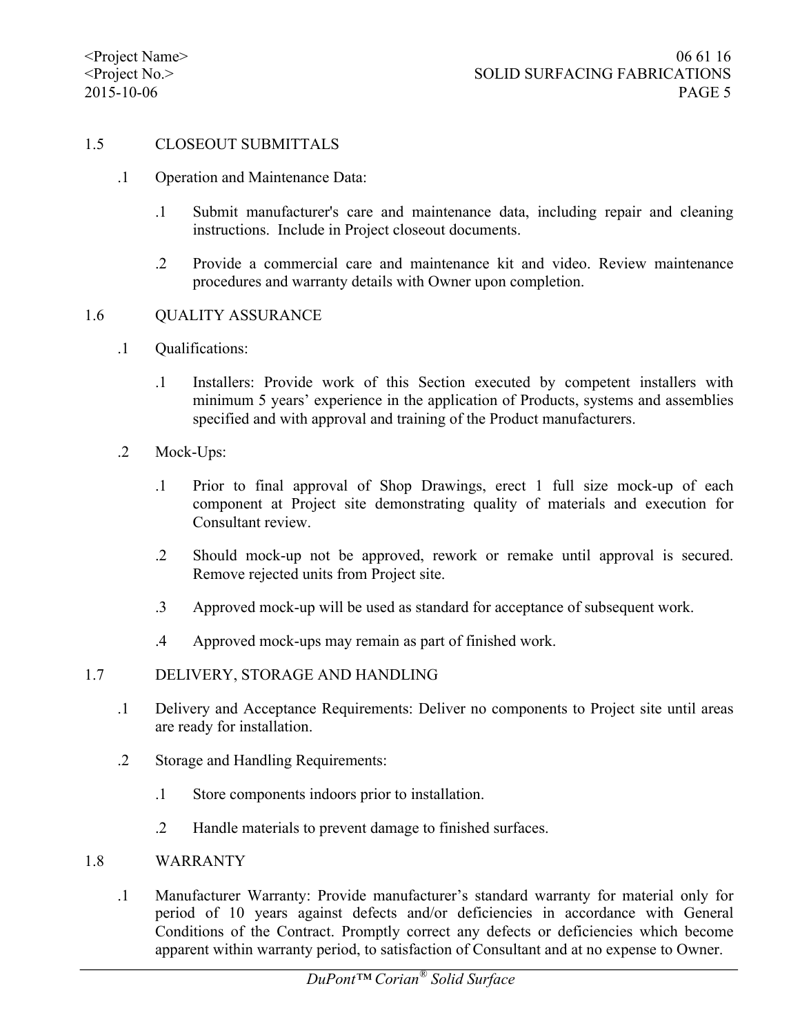## 1.5 CLOSEOUT SUBMITTALS

.1 Operation and Maintenance Data:

.1 Submit manufacturer's care and maintenance data, including repair and cleaning instructions. Include in Project closeout documents.

.2 Provide a commercial care and maintenance kit and video. Review maintenance procedures and warranty details with Owner upon completion.

## 1.6 QUALITY ASSURANCE

.1 Qualifications:

.1 Installers: Provide work of this Section executed by competent installers with minimum 5 years' experience in the application of Products, systems and assemblies specified and with approval and training of the Product manufacturers.

.2 Mock-Ups:

.1 Prior to final approval of Shop Drawings, erect 1 full size mock-up of each component at Project site demonstrating quality of materials and execution for Consultant review.

.2 Should mock-up not be approved, rework or remake until approval is secured. Remove rejected units from Project site.

.3 Approved mock-up will be used as standard for acceptance of subsequent work.

.4 Approved mock-ups may remain as part of finished work.

## 1.7 DELIVERY, STORAGE AND HANDLING

.1 Delivery and Acceptance Requirements: Deliver no components to Project site until areas are ready for installation.

.2 Storage and Handling Requirements:

.1 Store components indoors prior to installation.

.2 Handle materials to prevent damage to finished surfaces.

## 1.8 WARRANTY

.1 Manufacturer Warranty: Provide manufacturer's standard warranty for material only for period of 10 years against defects and/or deficiencies in accordance with General Conditions of the Contract. Promptly correct any defects or deficiencies which become apparent within warranty period, to satisfaction of Consultant and at no expense to Owner.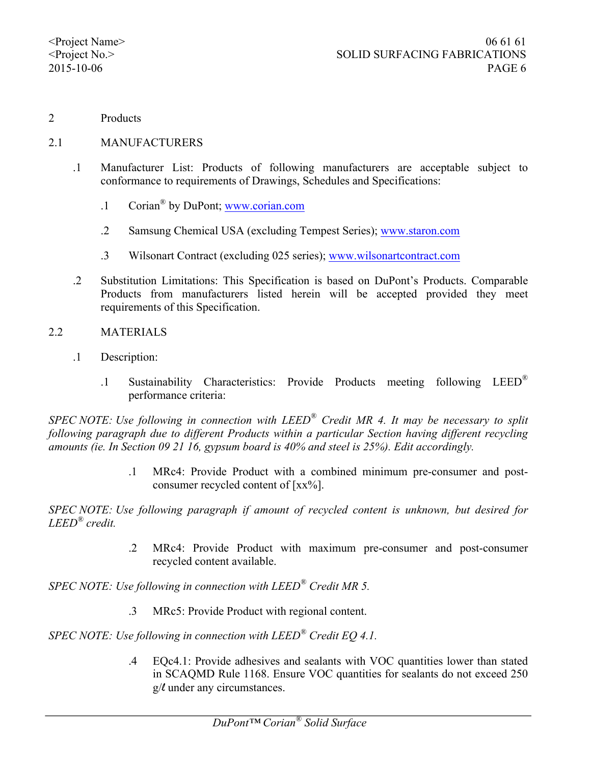# 2 Products

## 2.1 MANUFACTURERS

.1 Manufacturer List: Products of following manufacturers are acceptable subject to conformance to requirements of Drawings, Schedules and Specifications:

.1 Corian® by DuPont; www.corian.com

.2 Samsung Chemical USA (excluding Tempest Series); www.staron.com

.3 Wilsonart Contract (excluding 025 series); www.wilsonartcontract.com

.2 Substitution Limitations: This Specification is based on DuPont's Products. Comparable Products from manufacturers listed herein will be accepted provided they meet requirements of this Specification.

## 2.2 MATERIALS

.1 Description:

.1 Sustainability Characteristics: Provide Products meeting following LEED® performance criteria:

*SPEC NOTE: Use following in connection with LEED® Credit MR 4. It may be necessary to split following paragraph due to different Products within a particular Section having different recycling amounts (ie. In Section 09 21 16, gypsum board is 40% and steel is 25%). Edit accordingly.*

.1 MRc4: Provide Product with a combined minimum pre-consumer and post-consumer recycled content of [xx%].

*SPEC NOTE: Use following paragraph if amount of recycled content is unknown, but desired for LEED® credit.*

.2 MRc4: Provide Product with maximum pre-consumer and post-consumer recycled content available.

*SPEC NOTE: Use following in connection with LEED® Credit MR 5.*

.3 MRc5: Provide Product with regional content.

*SPEC NOTE: Use following in connection with LEED® Credit EQ 4.1.*

.4 EQc4.1: Provide adhesives and sealants with VOC quantities lower than stated in SCAQMD Rule 1168. Ensure VOC quantities for sealants do not exceed 250 g/ℓ under any circumstances.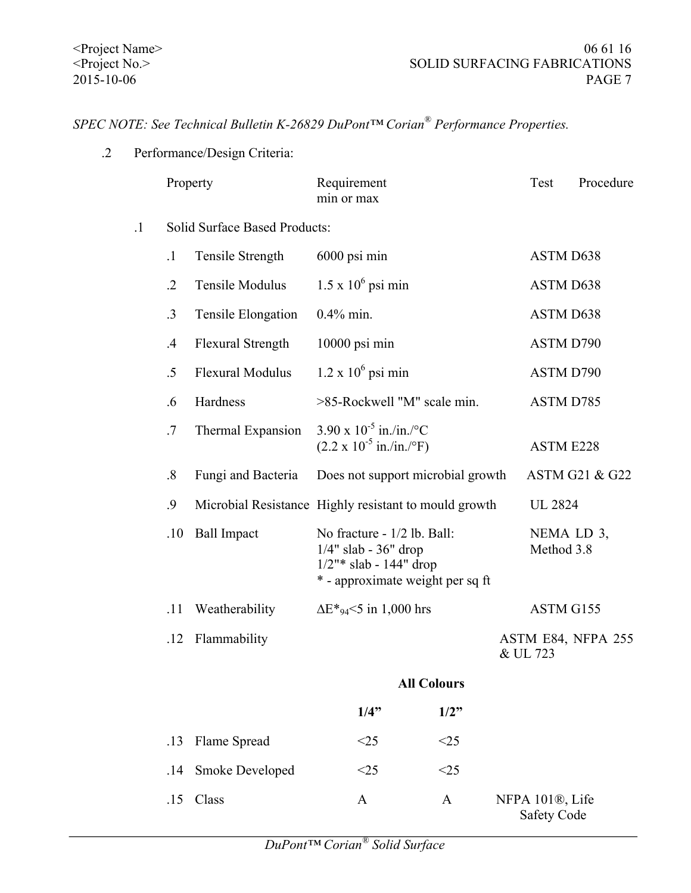*SPEC NOTE: See Technical Bulletin K-26829 DuPont™ Corian® Performance Properties.*

.2 Performance/Design Criteria:

| | | Property | Requirement min or max | | Test Procedure |
|---|---|---|---|---|---|
| .1 | | Solid Surface Based Products: | | | |
| | .1 | Tensile Strength | 6000 psi min | | ASTM D638 |
| | .2 | Tensile Modulus | $1.5 \times 10^6$ psi min | | ASTM D638 |
| | .3 | Tensile Elongation | 0.4% min. | | ASTM D638 |
| | .4 | Flexural Strength | 10000 psi min | | ASTM D790 |
| | .5 | Flexural Modulus | $1.2 \times 10^6$ psi min | | ASTM D790 |
| | .6 | Hardness | >85-Rockwell "M" scale min. | | ASTM D785 |
| | .7 | Thermal Expansion | $3.90 \times 10^{-5}$ in./in./°C ($2.2 \times 10^{-5}$ in./in./°F) | | ASTM E228 |
| | .8 | Fungi and Bacteria | Does not support microbial growth | | ASTM G21 & G22 |
| | .9 | Microbial Resistance | Highly resistant to mould growth | | UL 2824 |
| | .10 | Ball Impact | No fracture - 1/2 lb. Ball: 1/4" slab - 36" drop 1/2"* slab - 144" drop * - approximate weight per sq ft | | NEMA LD 3, Method 3.8 |
| | .11 | Weatherability | $\Delta E^*_{94}$<5 in 1,000 hrs | | ASTM G155 |
| | .12 | Flammability | | | ASTM E84, NFPA 255 & UL 723 |
| | | | **All Colours** | | |
| | | | **1/4"** | **1/2"** | |
| | .13 | Flame Spread | <25 | <25 | |
| | .14 | Smoke Developed | <25 | <25 | |
| | .15 | Class | A | A | NFPA 101®, Life Safety Code |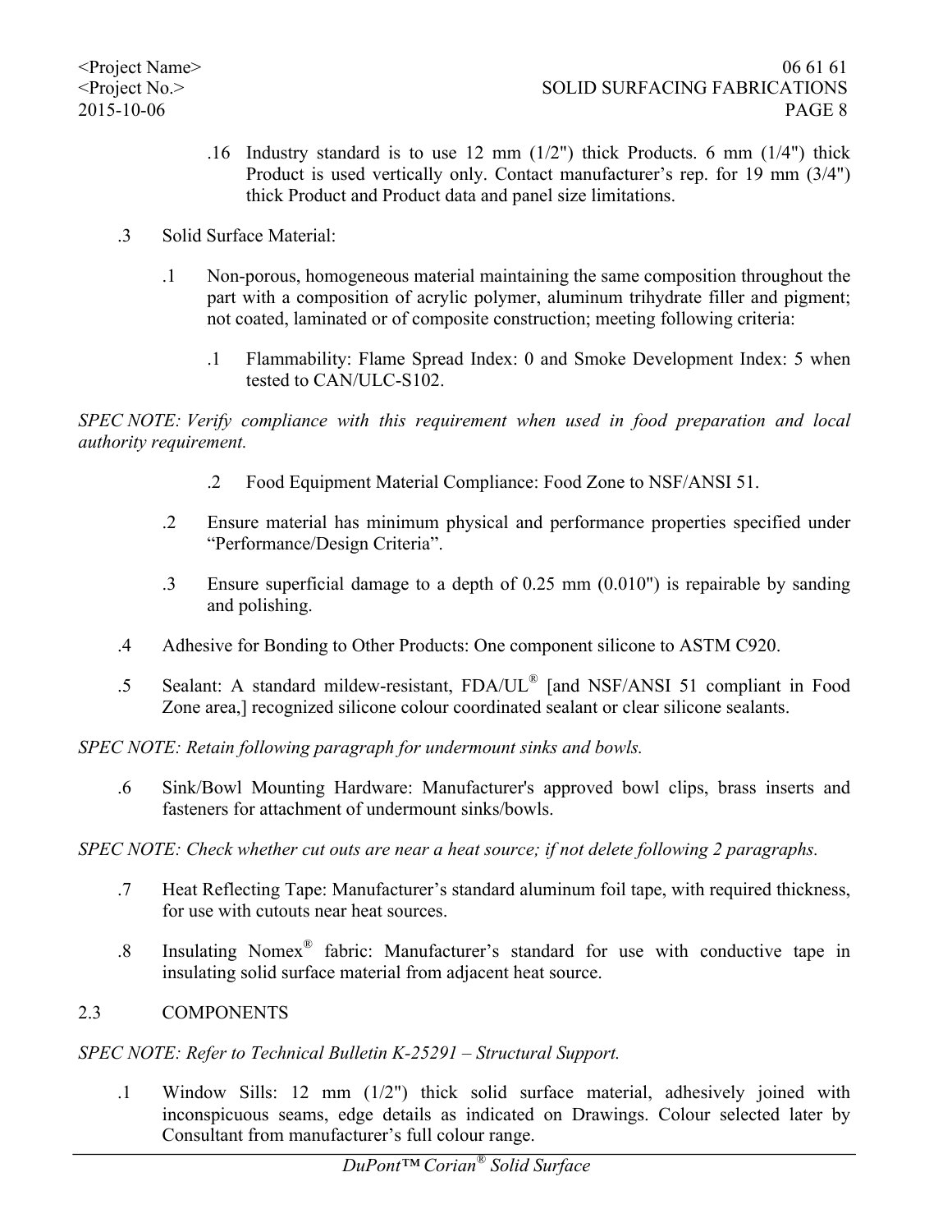.16 Industry standard is to use 12 mm (1/2") thick Products. 6 mm (1/4") thick Product is used vertically only. Contact manufacturer's rep. for 19 mm (3/4") thick Product and Product data and panel size limitations.

.3 Solid Surface Material:

.1 Non-porous, homogeneous material maintaining the same composition throughout the part with a composition of acrylic polymer, aluminum trihydrate filler and pigment; not coated, laminated or of composite construction; meeting following criteria:

.1 Flammability: Flame Spread Index: 0 and Smoke Development Index: 5 when tested to CAN/ULC-S102.

*SPEC NOTE: Verify compliance with this requirement when used in food preparation and local authority requirement.*

.2 Food Equipment Material Compliance: Food Zone to NSF/ANSI 51.

.2 Ensure material has minimum physical and performance properties specified under "Performance/Design Criteria".

.3 Ensure superficial damage to a depth of 0.25 mm (0.010") is repairable by sanding and polishing.

.4 Adhesive for Bonding to Other Products: One component silicone to ASTM C920.

.5 Sealant: A standard mildew-resistant, FDA/UL® [and NSF/ANSI 51 compliant in Food Zone area,] recognized silicone colour coordinated sealant or clear silicone sealants.

*SPEC NOTE: Retain following paragraph for undermount sinks and bowls.*

.6 Sink/Bowl Mounting Hardware: Manufacturer's approved bowl clips, brass inserts and fasteners for attachment of undermount sinks/bowls.

*SPEC NOTE: Check whether cut outs are near a heat source; if not delete following 2 paragraphs.*

.7 Heat Reflecting Tape: Manufacturer's standard aluminum foil tape, with required thickness, for use with cutouts near heat sources.

.8 Insulating Nomex® fabric: Manufacturer's standard for use with conductive tape in insulating solid surface material from adjacent heat source.

## 2.3 COMPONENTS

*SPEC NOTE: Refer to Technical Bulletin K-25291 – Structural Support.*

.1 Window Sills: 12 mm (1/2") thick solid surface material, adhesively joined with inconspicuous seams, edge details as indicated on Drawings. Colour selected later by Consultant from manufacturer's full colour range.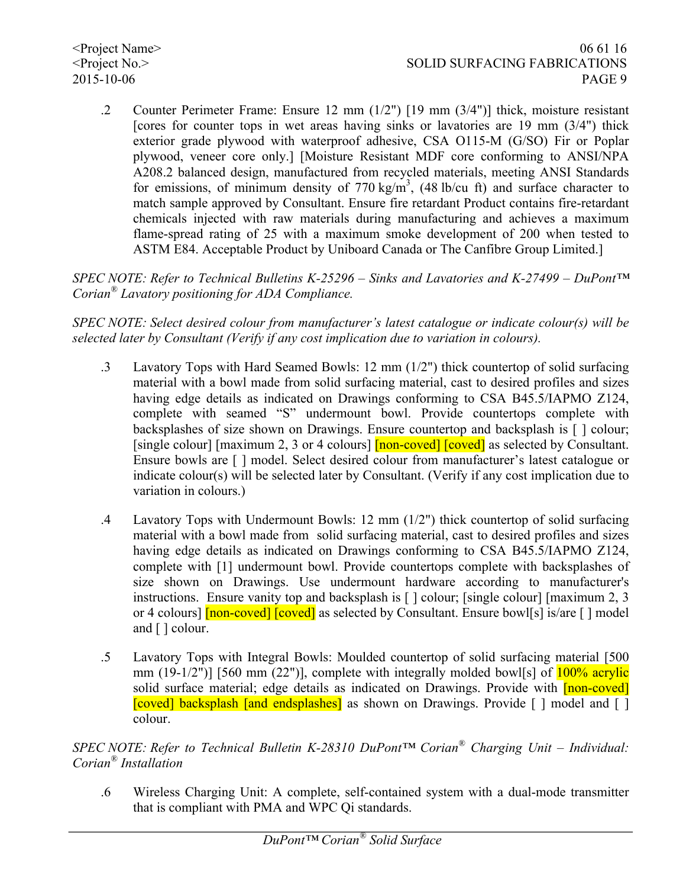.2 Counter Perimeter Frame: Ensure 12 mm (1/2") [19 mm (3/4")] thick, moisture resistant [cores for counter tops in wet areas having sinks or lavatories are 19 mm (3/4") thick exterior grade plywood with waterproof adhesive, CSA O115-M (G/SO) Fir or Poplar plywood, veneer core only.] [Moisture Resistant MDF core conforming to ANSI/NPA A208.2 balanced design, manufactured from recycled materials, meeting ANSI Standards for emissions, of minimum density of 770 $kg/m^3$, (48 lb/cu ft) and surface character to match sample approved by Consultant. Ensure fire retardant Product contains fire-retardant chemicals injected with raw materials during manufacturing and achieves a maximum flame-spread rating of 25 with a maximum smoke development of 200 when tested to ASTM E84. Acceptable Product by Uniboard Canada or The Canfibre Group Limited.]

*SPEC NOTE: Refer to Technical Bulletins K-25296 – Sinks and Lavatories and K-27499 – DuPont™ Corian® Lavatory positioning for ADA Compliance.*

*SPEC NOTE: Select desired colour from manufacturer's latest catalogue or indicate colour(s) will be selected later by Consultant (Verify if any cost implication due to variation in colours).*

.3 Lavatory Tops with Hard Seamed Bowls: 12 mm (1/2") thick countertop of solid surfacing material with a bowl made from solid surfacing material, cast to desired profiles and sizes having edge details as indicated on Drawings conforming to CSA B45.5/IAPMO Z124, complete with seamed "S" undermount bowl. Provide countertops complete with backsplashes of size shown on Drawings. Ensure countertop and backsplash is [ ] colour; [single colour] [maximum 2, 3 or 4 colours] [non-coved] [coved] as selected by Consultant. Ensure bowls are [ ] model. Select desired colour from manufacturer's latest catalogue or indicate colour(s) will be selected later by Consultant. (Verify if any cost implication due to variation in colours.)

.4 Lavatory Tops with Undermount Bowls: 12 mm (1/2") thick countertop of solid surfacing material with a bowl made from solid surfacing material, cast to desired profiles and sizes having edge details as indicated on Drawings conforming to CSA B45.5/IAPMO Z124, complete with [1] undermount bowl. Provide countertops complete with backsplashes of size shown on Drawings. Use undermount hardware according to manufacturer's instructions. Ensure vanity top and backsplash is [ ] colour; [single colour] [maximum 2, 3 or 4 colours] [non-coved] [coved] as selected by Consultant. Ensure bowl[s] is/are [ ] model and [ ] colour.

.5 Lavatory Tops with Integral Bowls: Moulded countertop of solid surfacing material [500 mm (19-1/2")] [560 mm (22")], complete with integrally molded bowl[s] of 100% acrylic solid surface material; edge details as indicated on Drawings. Provide with [non-coved] [coved] backsplash [and endsplashes] as shown on Drawings. Provide [ ] model and [ ] colour.

*SPEC NOTE: Refer to Technical Bulletin K-28310 DuPont™ Corian® Charging Unit – Individual: Corian® Installation*

.6 Wireless Charging Unit: A complete, self-contained system with a dual-mode transmitter that is compliant with PMA and WPC Qi standards.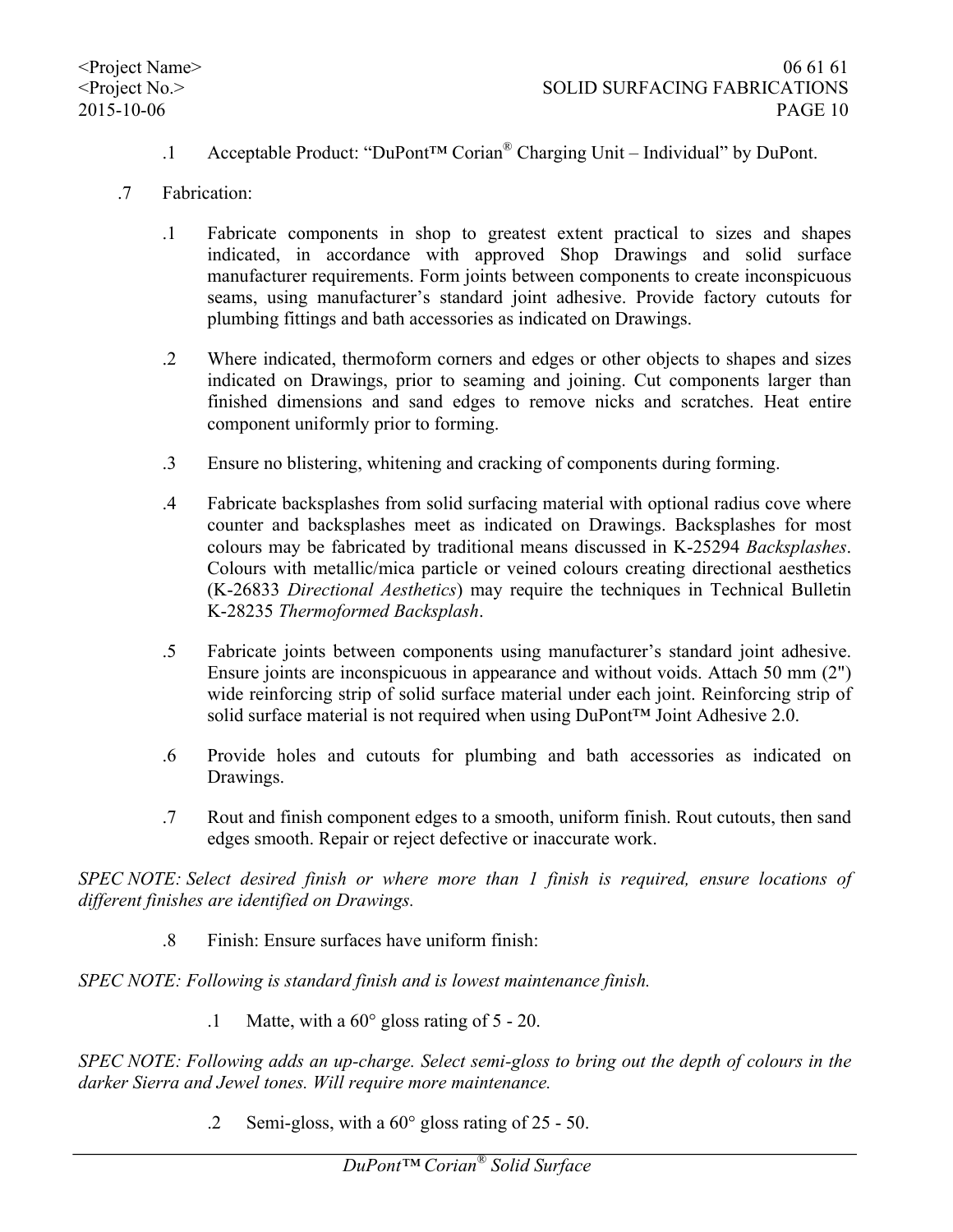.1 Acceptable Product: "DuPont™ Corian® Charging Unit – Individual" by DuPont.

.7 Fabrication:

.1 Fabricate components in shop to greatest extent practical to sizes and shapes indicated, in accordance with approved Shop Drawings and solid surface manufacturer requirements. Form joints between components to create inconspicuous seams, using manufacturer's standard joint adhesive. Provide factory cutouts for plumbing fittings and bath accessories as indicated on Drawings.

.2 Where indicated, thermoform corners and edges or other objects to shapes and sizes indicated on Drawings, prior to seaming and joining. Cut components larger than finished dimensions and sand edges to remove nicks and scratches. Heat entire component uniformly prior to forming.

.3 Ensure no blistering, whitening and cracking of components during forming.

.4 Fabricate backsplashes from solid surfacing material with optional radius cove where counter and backsplashes meet as indicated on Drawings. Backsplashes for most colours may be fabricated by traditional means discussed in K-25294 *Backsplashes*. Colours with metallic/mica particle or veined colours creating directional aesthetics (K-26833 *Directional Aesthetics*) may require the techniques in Technical Bulletin K-28235 *Thermoformed Backsplash*.

.5 Fabricate joints between components using manufacturer's standard joint adhesive. Ensure joints are inconspicuous in appearance and without voids. Attach 50 mm (2") wide reinforcing strip of solid surface material under each joint. Reinforcing strip of solid surface material is not required when using DuPont™ Joint Adhesive 2.0.

.6 Provide holes and cutouts for plumbing and bath accessories as indicated on Drawings.

.7 Rout and finish component edges to a smooth, uniform finish. Rout cutouts, then sand edges smooth. Repair or reject defective or inaccurate work.

*SPEC NOTE: Select desired finish or where more than 1 finish is required, ensure locations of different finishes are identified on Drawings.*

.8 Finish: Ensure surfaces have uniform finish:

*SPEC NOTE: Following is standard finish and is lowest maintenance finish.*

.1 Matte, with a 60° gloss rating of 5 - 20.

*SPEC NOTE: Following adds an up-charge. Select semi-gloss to bring out the depth of colours in the darker Sierra and Jewel tones. Will require more maintenance.*

.2 Semi-gloss, with a 60° gloss rating of 25 - 50.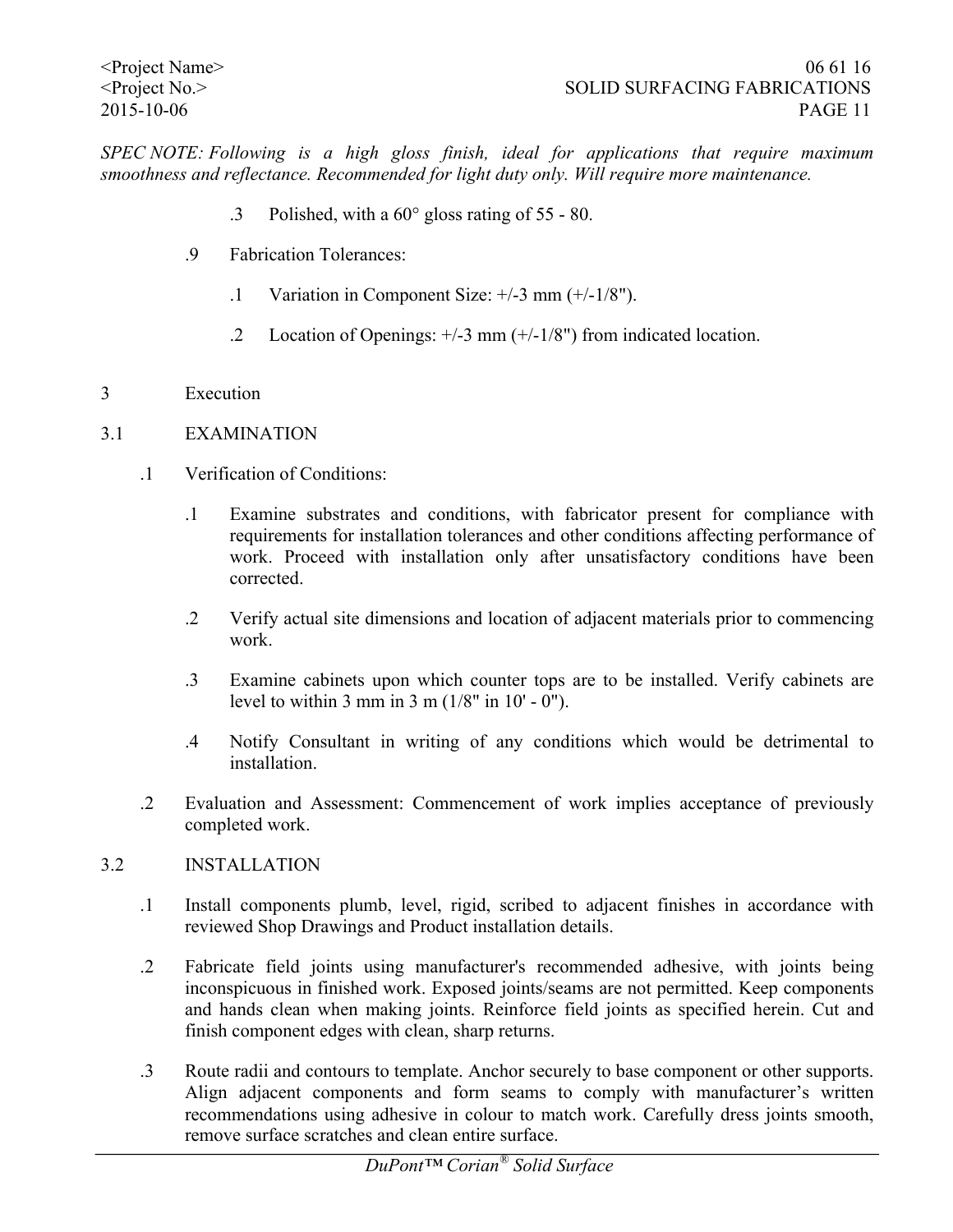*SPEC NOTE: Following is a high gloss finish, ideal for applications that require maximum smoothness and reflectance. Recommended for light duty only. Will require more maintenance.*

.3 Polished, with a 60° gloss rating of 55 - 80.

.9 Fabrication Tolerances:

.1 Variation in Component Size: +/-3 mm (+/-1/8").

.2 Location of Openings: +/-3 mm (+/-1/8") from indicated location.

# 3 Execution

## 3.1 EXAMINATION

.1 Verification of Conditions:

.1 Examine substrates and conditions, with fabricator present for compliance with requirements for installation tolerances and other conditions affecting performance of work. Proceed with installation only after unsatisfactory conditions have been corrected.

.2 Verify actual site dimensions and location of adjacent materials prior to commencing work.

.3 Examine cabinets upon which counter tops are to be installed. Verify cabinets are level to within 3 mm in 3 m (1/8" in 10' - 0").

.4 Notify Consultant in writing of any conditions which would be detrimental to installation.

.2 Evaluation and Assessment: Commencement of work implies acceptance of previously completed work.

## 3.2 INSTALLATION

.1 Install components plumb, level, rigid, scribed to adjacent finishes in accordance with reviewed Shop Drawings and Product installation details.

.2 Fabricate field joints using manufacturer's recommended adhesive, with joints being inconspicuous in finished work. Exposed joints/seams are not permitted. Keep components and hands clean when making joints. Reinforce field joints as specified herein. Cut and finish component edges with clean, sharp returns.

.3 Route radii and contours to template. Anchor securely to base component or other supports. Align adjacent components and form seams to comply with manufacturer's written recommendations using adhesive in colour to match work. Carefully dress joints smooth, remove surface scratches and clean entire surface.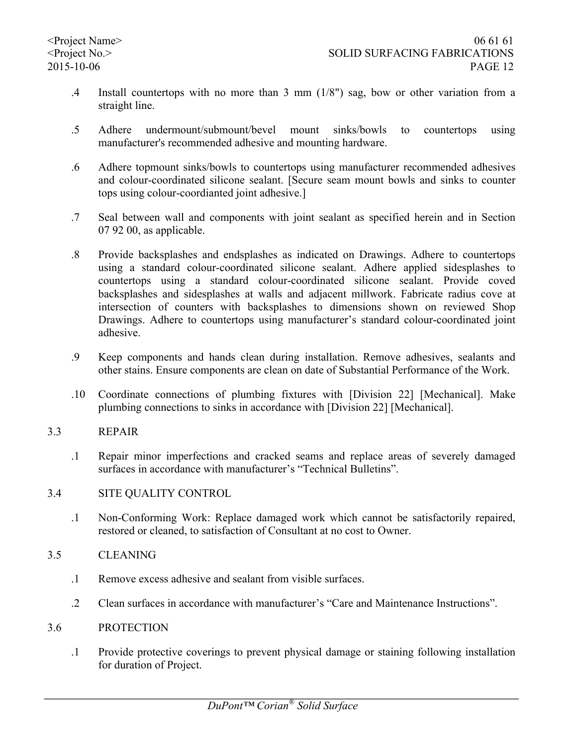.4 Install countertops with no more than 3 mm (1/8") sag, bow or other variation from a straight line.

.5 Adhere undermount/submount/bevel mount sinks/bowls to countertops using manufacturer's recommended adhesive and mounting hardware.

.6 Adhere topmount sinks/bowls to countertops using manufacturer recommended adhesives and colour-coordinated silicone sealant. [Secure seam mount bowls and sinks to counter tops using colour-coordianted joint adhesive.]

.7 Seal between wall and components with joint sealant as specified herein and in Section 07 92 00, as applicable.

.8 Provide backsplashes and endsplashes as indicated on Drawings. Adhere to countertops using a standard colour-coordinated silicone sealant. Adhere applied sidesplashes to countertops using a standard colour-coordinated silicone sealant. Provide coved backsplashes and sidesplashes at walls and adjacent millwork. Fabricate radius cove at intersection of counters with backsplashes to dimensions shown on reviewed Shop Drawings. Adhere to countertops using manufacturer's standard colour-coordinated joint adhesive.

.9 Keep components and hands clean during installation. Remove adhesives, sealants and other stains. Ensure components are clean on date of Substantial Performance of the Work.

.10 Coordinate connections of plumbing fixtures with [Division 22] [Mechanical]. Make plumbing connections to sinks in accordance with [Division 22] [Mechanical].

## 3.3 REPAIR

.1 Repair minor imperfections and cracked seams and replace areas of severely damaged surfaces in accordance with manufacturer's "Technical Bulletins".

## 3.4 SITE QUALITY CONTROL

.1 Non-Conforming Work: Replace damaged work which cannot be satisfactorily repaired, restored or cleaned, to satisfaction of Consultant at no cost to Owner.

## 3.5 CLEANING

.1 Remove excess adhesive and sealant from visible surfaces.

.2 Clean surfaces in accordance with manufacturer's "Care and Maintenance Instructions".

## 3.6 PROTECTION

.1 Provide protective coverings to prevent physical damage or staining following installation for duration of Project.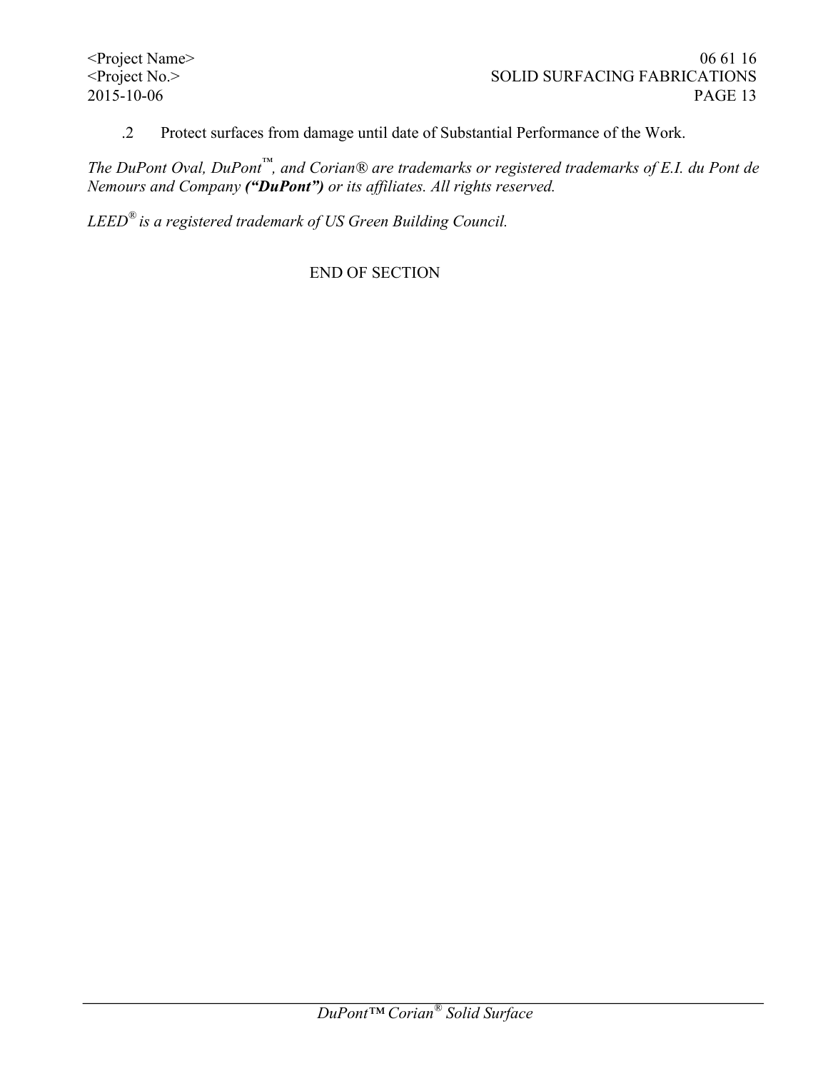.2 Protect surfaces from damage until date of Substantial Performance of the Work.

*The DuPont Oval, DuPont™, and Corian® are trademarks or registered trademarks of E.I. du Pont de Nemours and Company* ***("DuPont")*** *or its affiliates. All rights reserved.*

*LEED® is a registered trademark of US Green Building Council.*

END OF SECTION